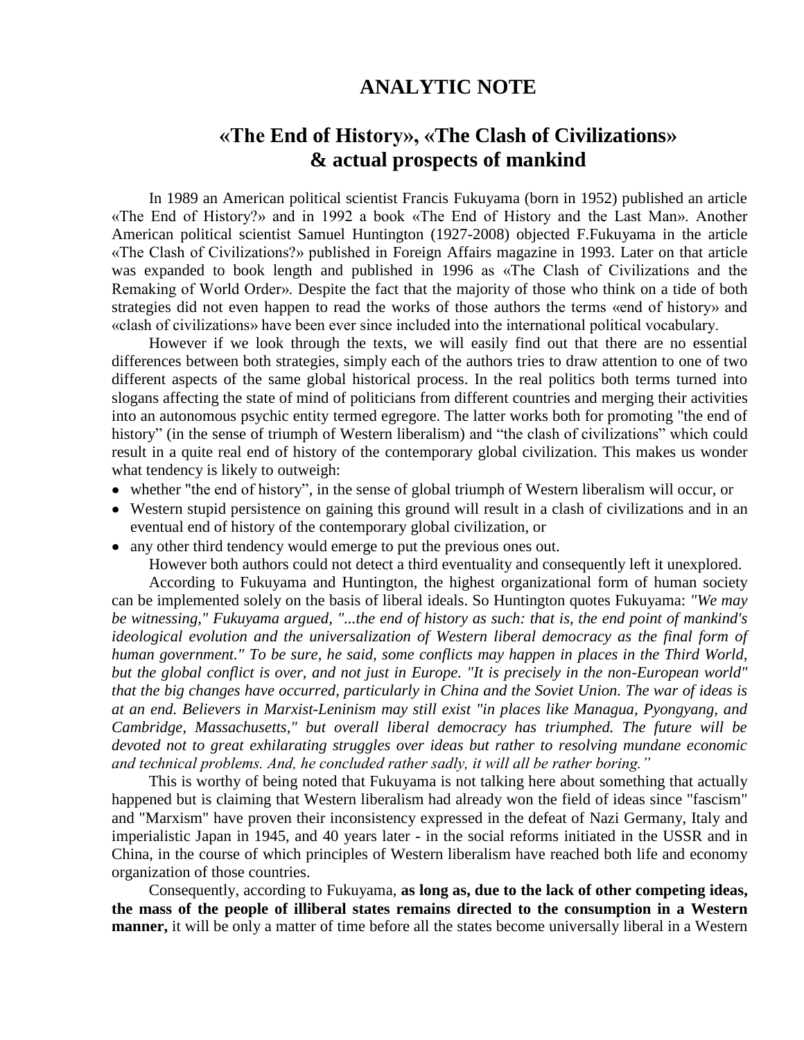# ANALYTIC NOTE

## «The End of History», «The Clash of Civilizations» & actual prospects of mankind

In 1989 an American political scientist Francis Fukuyama (born in 1952) published an article «The End of History?» and in 1992 a book «The End of History and the Last Man». Another American political scientist Samuel Huntington (1927-2008) objected F.Fukuyama in the article «The Clash of Civilizations?» published in Foreign Affairs magazine in 1993. Later on that article was expanded to book length and published in 1996 as «The Clash of Civilizations and the Remaking of World Order». Despite the fact that the majority of those who think on a tide of both strategies did not even happen to read the works of those authors the terms «end of history» and «clash of civilizations» have been ever since included into the international political vocabulary.

However if we look through the texts, we will easily find out that there are no essential differences between both strategies, simply each of the authors tries to draw attention to one of two different aspects of the same global historical process. In the real politics both terms turned into slogans affecting the state of mind of politicians from different countries and merging their activities into an autonomous psychic entity termed egregore. The latter works both for promoting "the end of history" (in the sense of triumph of Western liberalism) and "the clash of civilizations" which could result in a quite real end of history of the contemporary global civilization. This makes us wonder what tendency is likely to outweigh:

- whether "the end of history", in the sense of global triumph of Western liberalism will occur, or
- Western stupid persistence on gaining this ground will result in a clash of civilizations and in an eventual end of history of the contemporary global civilization, or
- any other third tendency would emerge to put the previous ones out.

However both authors could not detect a third eventuality and consequently left it unexplored.

According to Fukuyama and Huntington, the highest organizational form of human society can be implemented solely on the basis of liberal ideals. So Huntington quotes Fukuyama: *"We may be witnessing," Fukuyama argued, "...the end of history as such: that is, the end point of mankind's ideological evolution and the universalization of Western liberal democracy as the final form of human government." To be sure, he said, some conflicts may happen in places in the Third World, but the global conflict is over, and not just in Europe. "It is precisely in the non-European world" that the big changes have occurred, particularly in China and the Soviet Union. The war of ideas is at an end. Believers in Marxist-Leninism may still exist "in places like Managua, Pyongyang, and Cambridge, Massachusetts," but overall liberal democracy has triumphed. The future will be devoted not to great exhilarating struggles over ideas but rather to resolving mundane economic and technical problems. And, he concluded rather sadly, it will all be rather boring."*

This is worthy of being noted that Fukuyama is not talking here about something that actually happened but is claiming that Western liberalism had already won the field of ideas since "fascism" and "Marxism" have proven their inconsistency expressed in the defeat of Nazi Germany, Italy and imperialistic Japan in 1945, and 40 years later - in the social reforms initiated in the USSR and in China, in the course of which principles of Western liberalism have reached both life and economy organization of those countries.

Consequently, according to Fukuyama, **as long as, due to the lack of other competing ideas, the mass of the people of illiberal states remains directed to the consumption in a Western manner,** it will be only a matter of time before all the states become universally liberal in a Western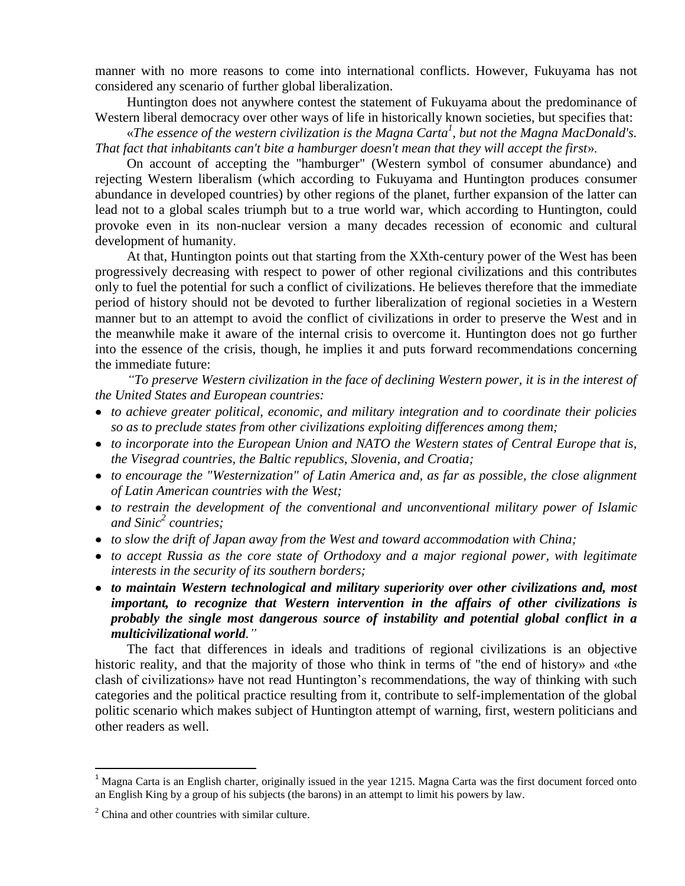manner with no more reasons to come into international conflicts. However, Fukuyama has not considered any scenario of further global liberalization.

Huntington does not anywhere contest the statement of Fukuyama about the predominance of Western liberal democracy over other ways of life in historically known societies, but specifies that:

«*The essence of the western civilization is the Magna Carta*[1]*, but not the Magna MacDonald's. That fact that inhabitants can't bite a hamburger doesn't mean that they will accept the first*».

On account of accepting the "hamburger" (Western symbol of consumer abundance) and rejecting Western liberalism (which according to Fukuyama and Huntington produces consumer abundance in developed countries) by other regions of the planet, further expansion of the latter can lead not to a global scales triumph but to a true world war, which according to Huntington, could provoke even in its non-nuclear version a many decades recession of economic and cultural development of humanity.

At that, Huntington points out that starting from the XXth-century power of the West has been progressively decreasing with respect to power of other regional civilizations and this contributes only to fuel the potential for such a conflict of civilizations. He believes therefore that the immediate period of history should not be devoted to further liberalization of regional societies in a Western manner but to an attempt to avoid the conflict of civilizations in order to preserve the West and in the meanwhile make it aware of the internal crisis to overcome it. Huntington does not go further into the essence of the crisis, though, he implies it and puts forward recommendations concerning the immediate future:

*"To preserve Western civilization in the face of declining Western power, it is in the interest of the United States and European countries:*

- *to achieve greater political, economic, and military integration and to coordinate their policies so as to preclude states from other civilizations exploiting differences among them;*
- *to incorporate into the European Union and NATO the Western states of Central Europe that is, the Visegrad countries, the Baltic republics, Slovenia, and Croatia;*
- *to encourage the "Westernization" of Latin America and, as far as possible, the close alignment of Latin American countries with the West;*
- *to restrain the development of the conventional and unconventional military power of Islamic and Sinic*[2] *countries;*
- *to slow the drift of Japan away from the West and toward accommodation with China;*
- *to accept Russia as the core state of Orthodoxy and a major regional power, with legitimate interests in the security of its southern borders;*
- ***to maintain Western technological and military superiority over other civilizations and, most important, to recognize that Western intervention in the affairs of other civilizations is probably the single most dangerous source of instability and potential global conflict in a multicivilizational world**."*

The fact that differences in ideals and traditions of regional civilizations is an objective historic reality, and that the majority of those who think in terms of "the end of history» and «the clash of civilizations» have not read Huntington's recommendations, the way of thinking with such categories and the political practice resulting from it, contribute to self-implementation of the global politic scenario which makes subject of Huntington attempt of warning, first, western politicians and other readers as well.

---

[1] Magna Carta is an English charter, originally issued in the year 1215. Magna Carta was the first document forced onto an English King by a group of his subjects (the barons) in an attempt to limit his powers by law.

[2] China and other countries with similar culture.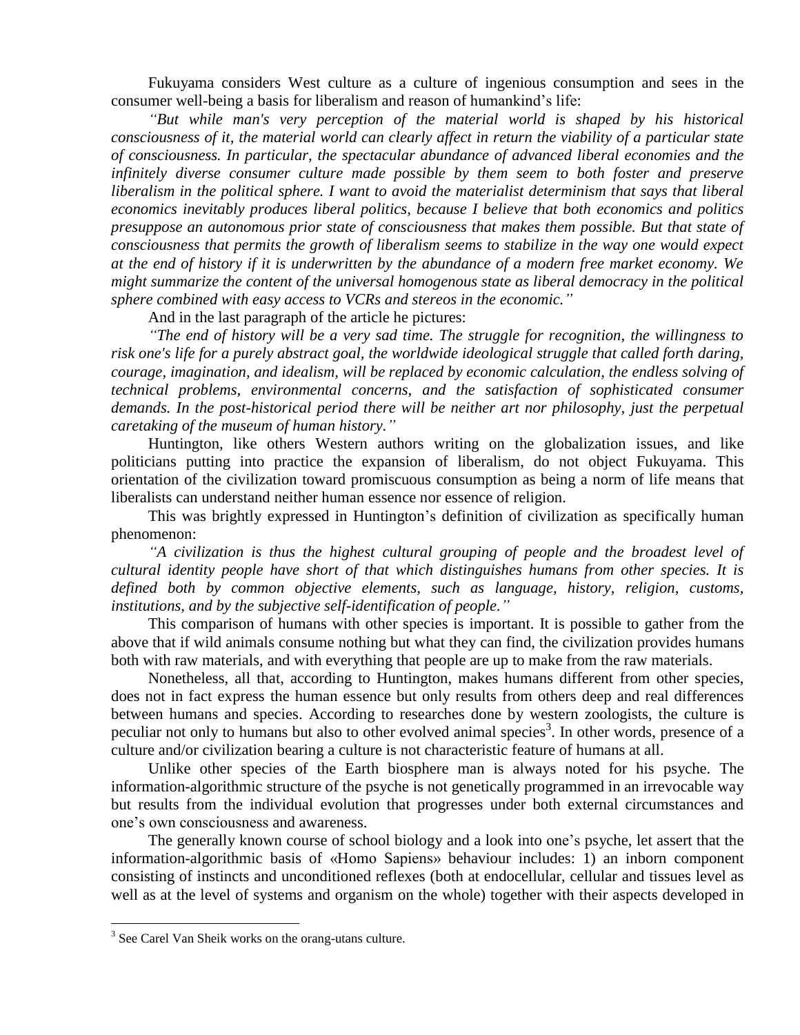Fukuyama considers West culture as a culture of ingenious consumption and sees in the consumer well-being a basis for liberalism and reason of humankind's life:

*"But while man's very perception of the material world is shaped by his historical consciousness of it, the material world can clearly affect in return the viability of a particular state of consciousness. In particular, the spectacular abundance of advanced liberal economies and the infinitely diverse consumer culture made possible by them seem to both foster and preserve liberalism in the political sphere. I want to avoid the materialist determinism that says that liberal economics inevitably produces liberal politics, because I believe that both economics and politics presuppose an autonomous prior state of consciousness that makes them possible. But that state of consciousness that permits the growth of liberalism seems to stabilize in the way one would expect at the end of history if it is underwritten by the abundance of a modern free market economy. We might summarize the content of the universal homogenous state as liberal democracy in the political sphere combined with easy access to VCRs and stereos in the economic."*

And in the last paragraph of the article he pictures:

*"The end of history will be a very sad time. The struggle for recognition, the willingness to risk one's life for a purely abstract goal, the worldwide ideological struggle that called forth daring, courage, imagination, and idealism, will be replaced by economic calculation, the endless solving of technical problems, environmental concerns, and the satisfaction of sophisticated consumer demands. In the post-historical period there will be neither art nor philosophy, just the perpetual caretaking of the museum of human history."*

Huntington, like others Western authors writing on the globalization issues, and like politicians putting into practice the expansion of liberalism, do not object Fukuyama. This orientation of the civilization toward promiscuous consumption as being a norm of life means that liberalists can understand neither human essence nor essence of religion.

This was brightly expressed in Huntington's definition of civilization as specifically human phenomenon:

*"A civilization is thus the highest cultural grouping of people and the broadest level of cultural identity people have short of that which distinguishes humans from other species. It is defined both by common objective elements, such as language, history, religion, customs, institutions, and by the subjective self-identification of people."*

This comparison of humans with other species is important. It is possible to gather from the above that if wild animals consume nothing but what they can find, the civilization provides humans both with raw materials, and with everything that people are up to make from the raw materials.

Nonetheless, all that, according to Huntington, makes humans different from other species, does not in fact express the human essence but only results from others deep and real differences between humans and species. According to researches done by western zoologists, the culture is peculiar not only to humans but also to other evolved animal species[3]. In other words, presence of a culture and/or civilization bearing a culture is not characteristic feature of humans at all.

Unlike other species of the Earth biosphere man is always noted for his psyche. The information-algorithmic structure of the psyche is not genetically programmed in an irrevocable way but results from the individual evolution that progresses under both external circumstances and one's own consciousness and awareness.

The generally known course of school biology and a look into one's psyche, let assert that the information-algorithmic basis of «Homo Sapiens» behaviour includes: 1) an inborn component consisting of instincts and unconditioned reflexes (both at endocellular, cellular and tissues level as well as at the level of systems and organism on the whole) together with their aspects developed in

---

[3] See Carel Van Sheik works on the orang-utans culture.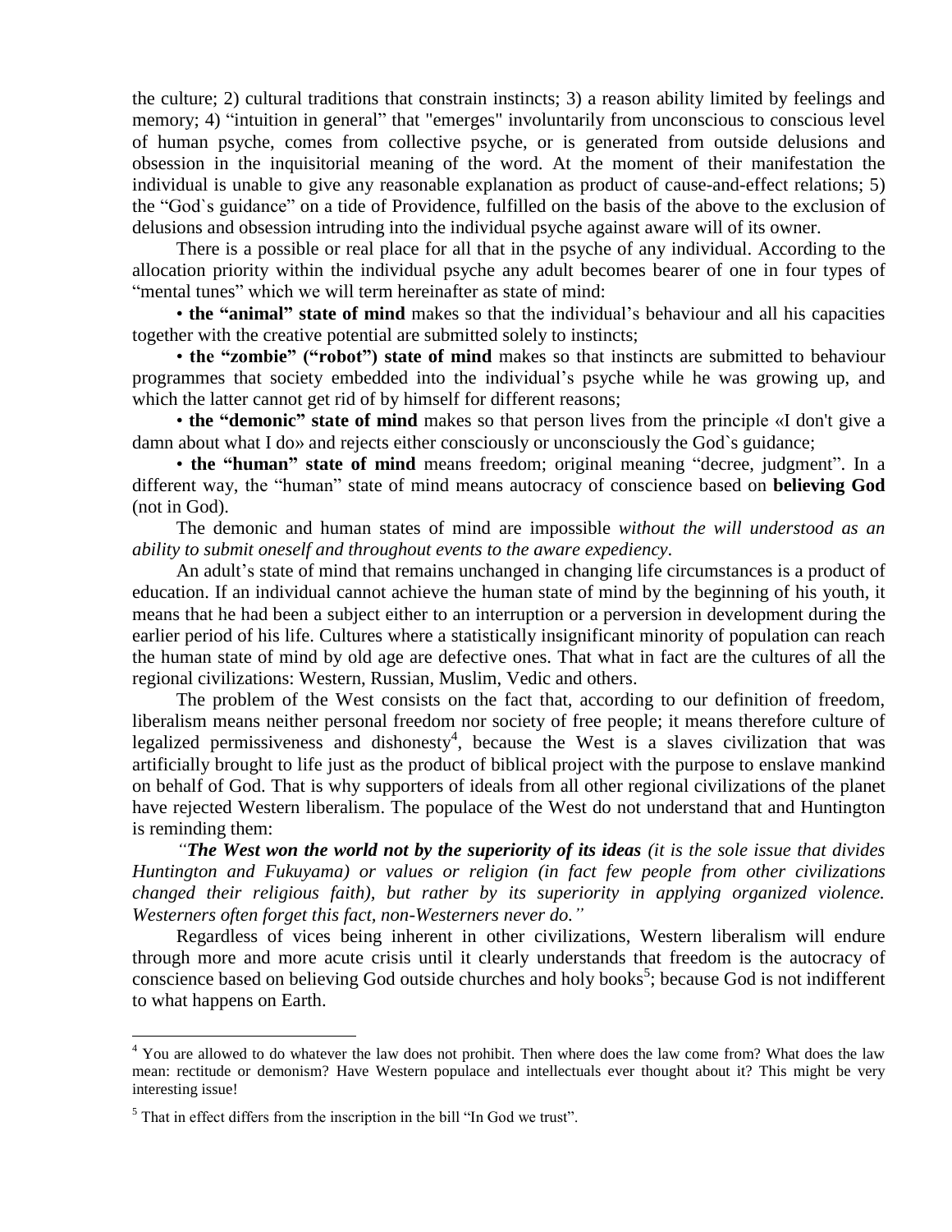the culture; 2) cultural traditions that constrain instincts; 3) a reason ability limited by feelings and memory; 4) "intuition in general" that "emerges" involuntarily from unconscious to conscious level of human psyche, comes from collective psyche, or is generated from outside delusions and obsession in the inquisitorial meaning of the word. At the moment of their manifestation the individual is unable to give any reasonable explanation as product of cause-and-effect relations; 5) the "God`s guidance" on a tide of Providence, fulfilled on the basis of the above to the exclusion of delusions and obsession intruding into the individual psyche against aware will of its owner.

There is a possible or real place for all that in the psyche of any individual. According to the allocation priority within the individual psyche any adult becomes bearer of one in four types of "mental tunes" which we will term hereinafter as state of mind:

- **the "animal" state of mind** makes so that the individual's behaviour and all his capacities together with the creative potential are submitted solely to instincts;
- **the "zombie" ("robot") state of mind** makes so that instincts are submitted to behaviour programmes that society embedded into the individual's psyche while he was growing up, and which the latter cannot get rid of by himself for different reasons;
- **the "demonic" state of mind** makes so that person lives from the principle «I don't give a damn about what I do» and rejects either consciously or unconsciously the God`s guidance;
- **the "human" state of mind** means freedom; original meaning "decree, judgment". In a different way, the "human" state of mind means autocracy of conscience based on **believing God** (not in God).

The demonic and human states of mind are impossible *without the will understood as an ability to submit oneself and throughout events to the aware expediency*.

An adult's state of mind that remains unchanged in changing life circumstances is a product of education. If an individual cannot achieve the human state of mind by the beginning of his youth, it means that he had been a subject either to an interruption or a perversion in development during the earlier period of his life. Cultures where a statistically insignificant minority of population can reach the human state of mind by old age are defective ones. That what in fact are the cultures of all the regional civilizations: Western, Russian, Muslim, Vedic and others.

The problem of the West consists on the fact that, according to our definition of freedom, liberalism means neither personal freedom nor society of free people; it means therefore culture of legalized permissiveness and dishonesty[4], because the West is a slaves civilization that was artificially brought to life just as the product of biblical project with the purpose to enslave mankind on behalf of God. That is why supporters of ideals from all other regional civilizations of the planet have rejected Western liberalism. The populace of the West do not understand that and Huntington is reminding them:

*"**The West won the world not by the superiority of its ideas** (it is the sole issue that divides Huntington and Fukuyama) or values or religion (in fact few people from other civilizations changed their religious faith), but rather by its superiority in applying organized violence. Westerners often forget this fact, non-Westerners never do."*

Regardless of vices being inherent in other civilizations, Western liberalism will endure through more and more acute crisis until it clearly understands that freedom is the autocracy of conscience based on believing God outside churches and holy books[5]; because God is not indifferent to what happens on Earth.

---

[4] You are allowed to do whatever the law does not prohibit. Then where does the law come from? What does the law mean: rectitude or demonism? Have Western populace and intellectuals ever thought about it? This might be very interesting issue!

[5] That in effect differs from the inscription in the bill "In God we trust".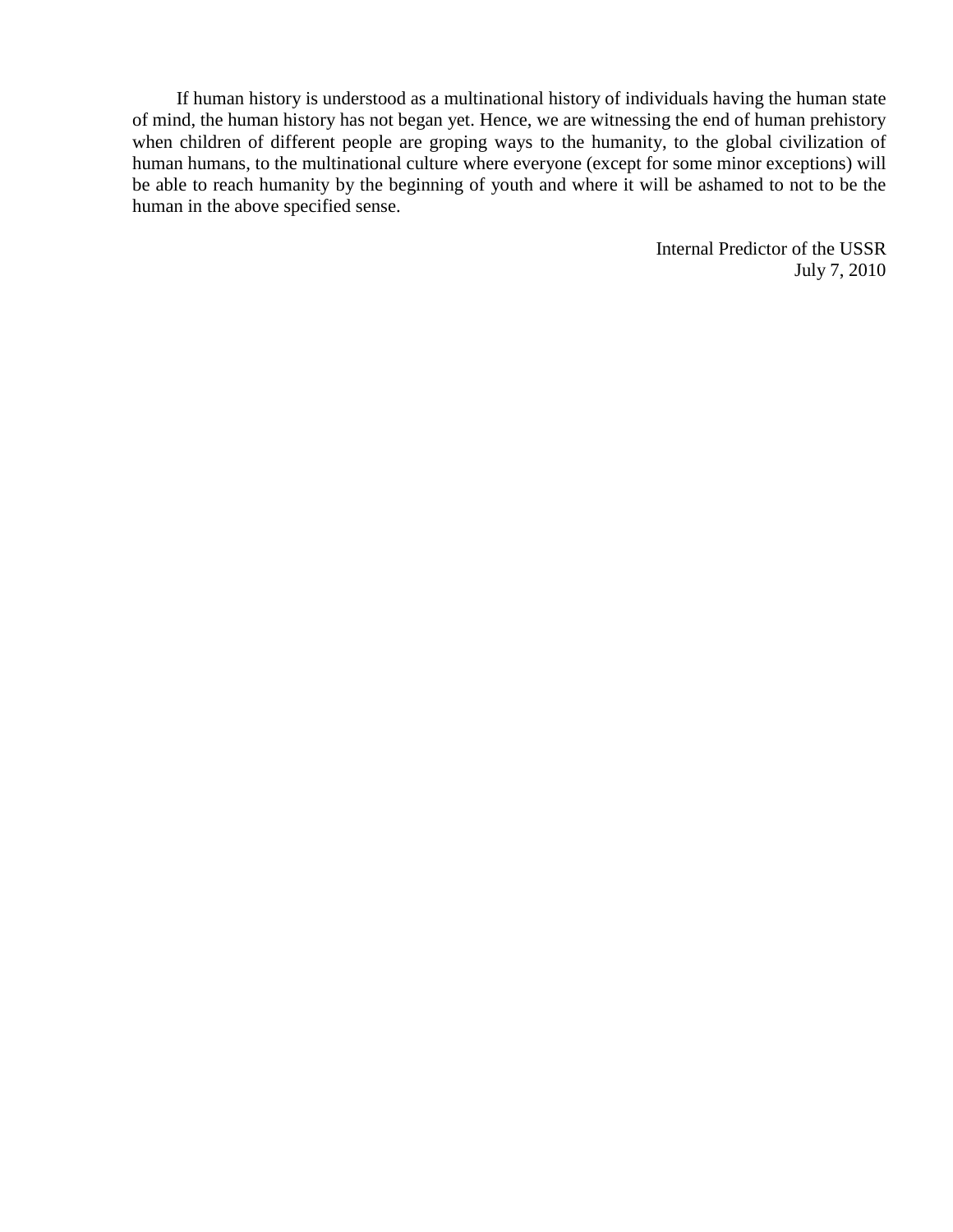If human history is understood as a multinational history of individuals having the human state of mind, the human history has not began yet. Hence, we are witnessing the end of human prehistory when children of different people are groping ways to the humanity, to the global civilization of human humans, to the multinational culture where everyone (except for some minor exceptions) will be able to reach humanity by the beginning of youth and where it will be ashamed to not to be the human in the above specified sense.

Internal Predictor of the USSR
July 7, 2010